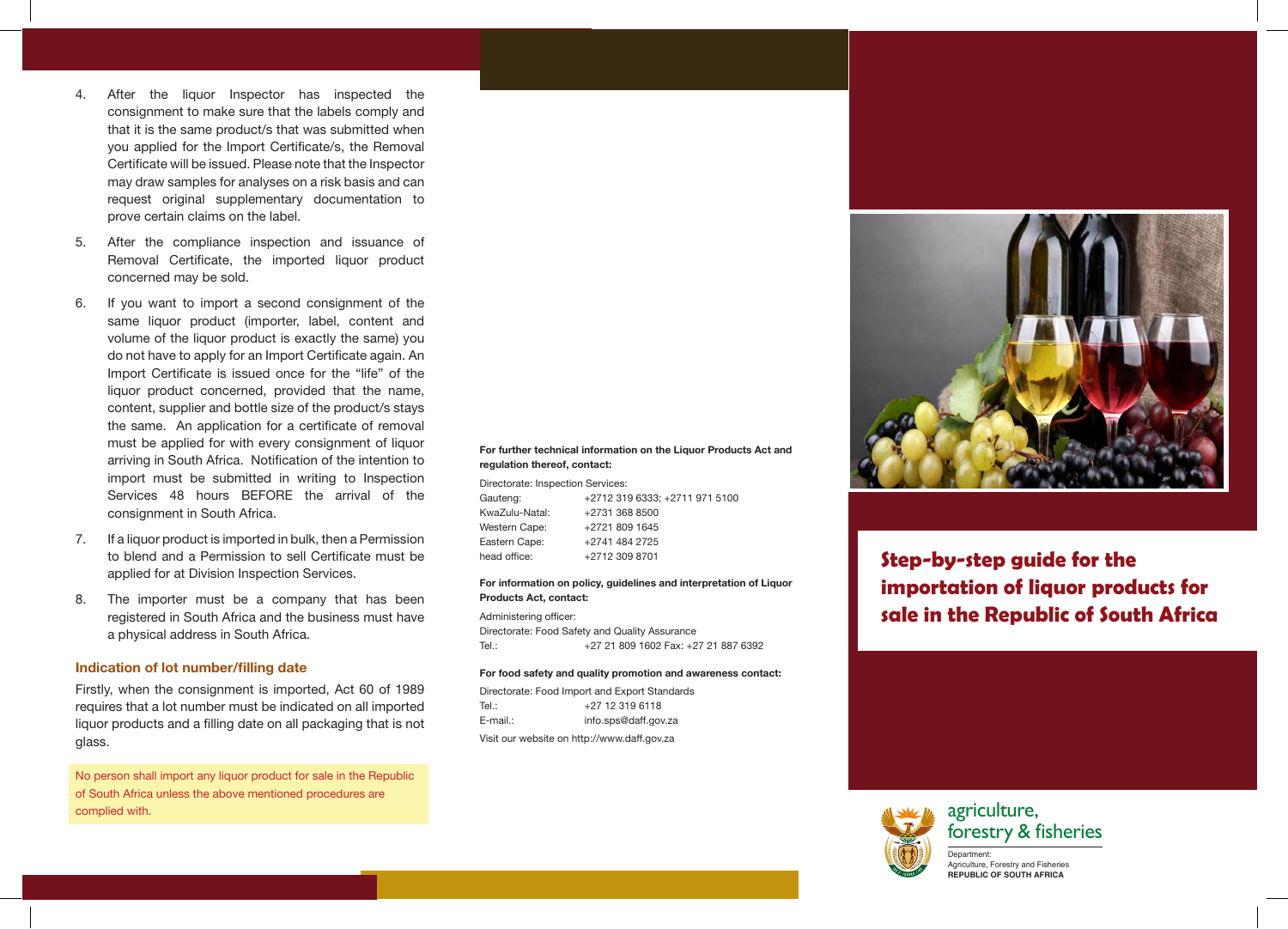4. After the liquor Inspector has inspected the consignment to make sure that the labels comply and that it is the same product/s that was submitted when you applied for the Import Certificate/s, the Removal Certificate will be issued. Please note that the Inspector may draw samples for analyses on a risk basis and can request original supplementary documentation to prove certain claims on the label.
5. After the compliance inspection and issuance of Removal Certificate, the imported liquor product concerned may be sold.
6. If you want to import a second consignment of the same liquor product (importer, label, content and volume of the liquor product is exactly the same) you do not have to apply for an Import Certificate again. An Import Certificate is issued once for the "life" of the liquor product concerned, provided that the name, content, supplier and bottle size of the product/s stays the same. An application for a certificate of removal must be applied for with every consignment of liquor arriving in South Africa. Notification of the intention to import must be submitted in writing to Inspection Services 48 hours BEFORE the arrival of the consignment in South Africa.
7. If a liquor product is imported in bulk, then a Permission to blend and a Permission to sell Certificate must be applied for at Division Inspection Services.
8. The importer must be a company that has been registered in South Africa and the business must have a physical address in South Africa.

### Indication of lot number/filling date

Firstly, when the consignment is imported, Act 60 of 1989 requires that a lot number must be indicated on all imported liquor products and a filling date on all packaging that is not glass.

No person shall import any liquor product for sale in the Republic of South Africa unless the above mentioned procedures are complied with.

**For further technical information on the Liquor Products Act and regulation thereof, contact:**

Directorate: Inspection Services:

| | |
|---|---|
| Gauteng: | +2712 319 6333; +2711 971 5100 |
| KwaZulu-Natal: | +2731 368 8500 |
| Western Cape: | +2721 809 1645 |
| Eastern Cape: | +2741 484 2725 |
| head office: | +2712 309 8701 |

**For information on policy, guidelines and interpretation of Liquor Products Act, contact:**

Administering officer:
Directorate: Food Safety and Quality Assurance
Tel.: +27 21 809 1602 Fax: +27 21 887 6392

**For food safety and quality promotion and awareness contact:**

Directorate: Food Import and Export Standards
Tel.: +27 12 319 6118
E-mail.: info.sps@daff.gov.za

Visit our website on http://www.daff.gov.za

# Step-by-step guide for the importation of liquor products for sale in the Republic of South Africa

agriculture, forestry & fisheries

Department:
Agriculture, Forestry and Fisheries
**REPUBLIC OF SOUTH AFRICA**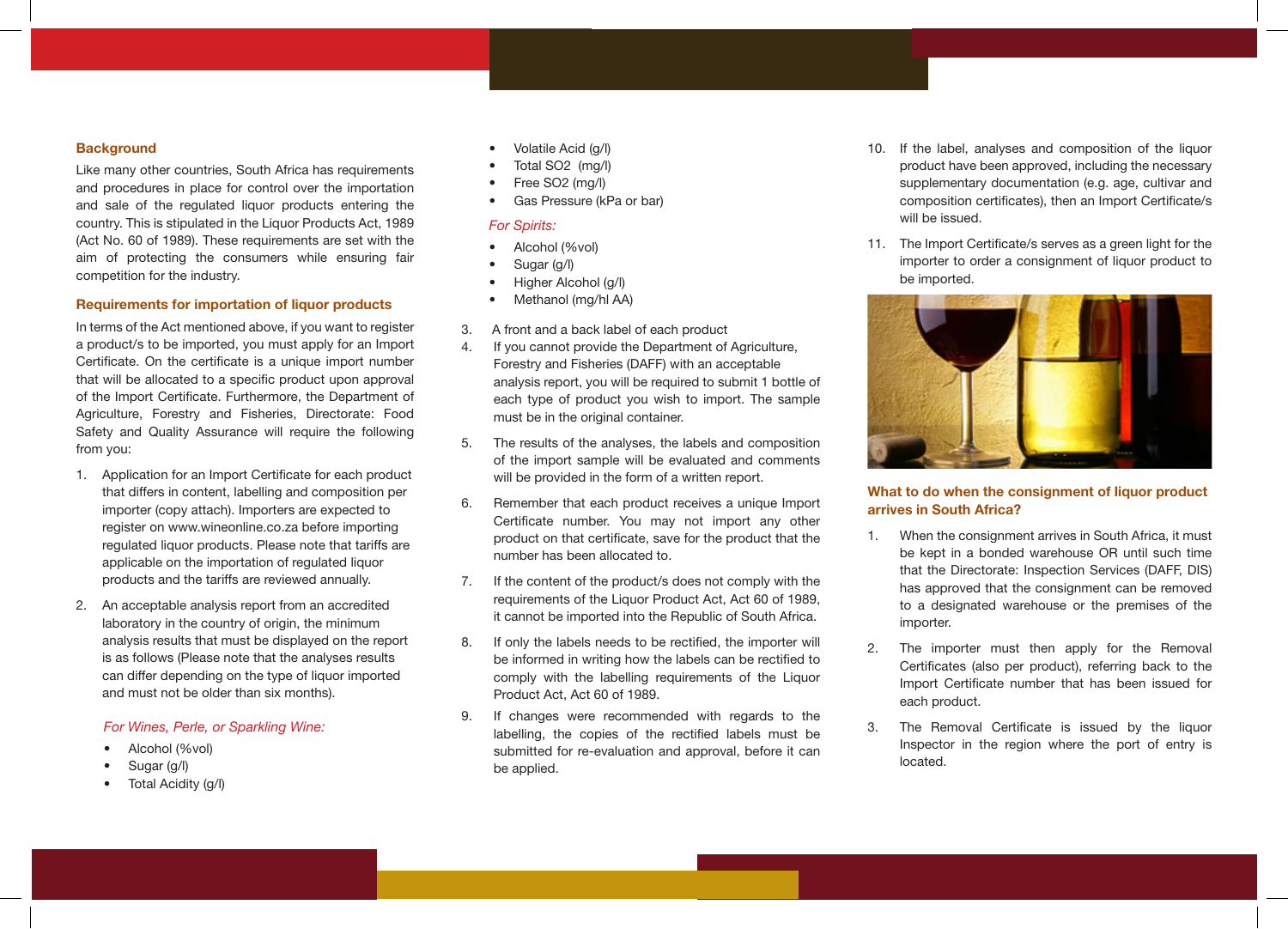## Background

Like many other countries, South Africa has requirements and procedures in place for control over the importation and sale of the regulated liquor products entering the country. This is stipulated in the Liquor Products Act, 1989 (Act No. 60 of 1989). These requirements are set with the aim of protecting the consumers while ensuring fair competition for the industry.

## Requirements for importation of liquor products

In terms of the Act mentioned above, if you want to register a product/s to be imported, you must apply for an Import Certificate. On the certificate is a unique import number that will be allocated to a specific product upon approval of the Import Certificate. Furthermore, the Department of Agriculture, Forestry and Fisheries, Directorate: Food Safety and Quality Assurance will require the following from you:

1. Application for an Import Certificate for each product that differs in content, labelling and composition per importer (copy attach). Importers are expected to register on www.wineonline.co.za before importing regulated liquor products. Please note that tariffs are applicable on the importation of regulated liquor products and the tariffs are reviewed annually.
2. An acceptable analysis report from an accredited laboratory in the country of origin, the minimum analysis results that must be displayed on the report is as follows (Please note that the analyses results can differ depending on the type of liquor imported and must not be older than six months).

   *For Wines, Perle, or Sparkling Wine:*

   - Alcohol (%vol)
   - Sugar (g/l)
   - Total Acidity (g/l)
   - Volatile Acid (g/l)
   - Total SO2 (mg/l)
   - Free SO2 (mg/l)
   - Gas Pressure (kPa or bar)

   *For Spirits:*

   - Alcohol (%vol)
   - Sugar (g/l)
   - Higher Alcohol (g/l)
   - Methanol (mg/hl AA)

3. A front and a back label of each product
4. If you cannot provide the Department of Agriculture, Forestry and Fisheries (DAFF) with an acceptable analysis report, you will be required to submit 1 bottle of each type of product you wish to import. The sample must be in the original container.
5. The results of the analyses, the labels and composition of the import sample will be evaluated and comments will be provided in the form of a written report.
6. Remember that each product receives a unique Import Certificate number. You may not import any other product on that certificate, save for the product that the number has been allocated to.
7. If the content of the product/s does not comply with the requirements of the Liquor Product Act, Act 60 of 1989, it cannot be imported into the Republic of South Africa.
8. If only the labels needs to be rectified, the importer will be informed in writing how the labels can be rectified to comply with the labelling requirements of the Liquor Product Act, Act 60 of 1989.
9. If changes were recommended with regards to the labelling, the copies of the rectified labels must be submitted for re-evaluation and approval, before it can be applied.
10. If the label, analyses and composition of the liquor product have been approved, including the necessary supplementary documentation (e.g. age, cultivar and composition certificates), then an Import Certificate/s will be issued.
11. The Import Certificate/s serves as a green light for the importer to order a consignment of liquor product to be imported.

## What to do when the consignment of liquor product arrives in South Africa?

1. When the consignment arrives in South Africa, it must be kept in a bonded warehouse OR until such time that the Directorate: Inspection Services (DAFF, DIS) has approved that the consignment can be removed to a designated warehouse or the premises of the importer.
2. The importer must then apply for the Removal Certificates (also per product), referring back to the Import Certificate number that has been issued for each product.
3. The Removal Certificate is issued by the liquor Inspector in the region where the port of entry is located.